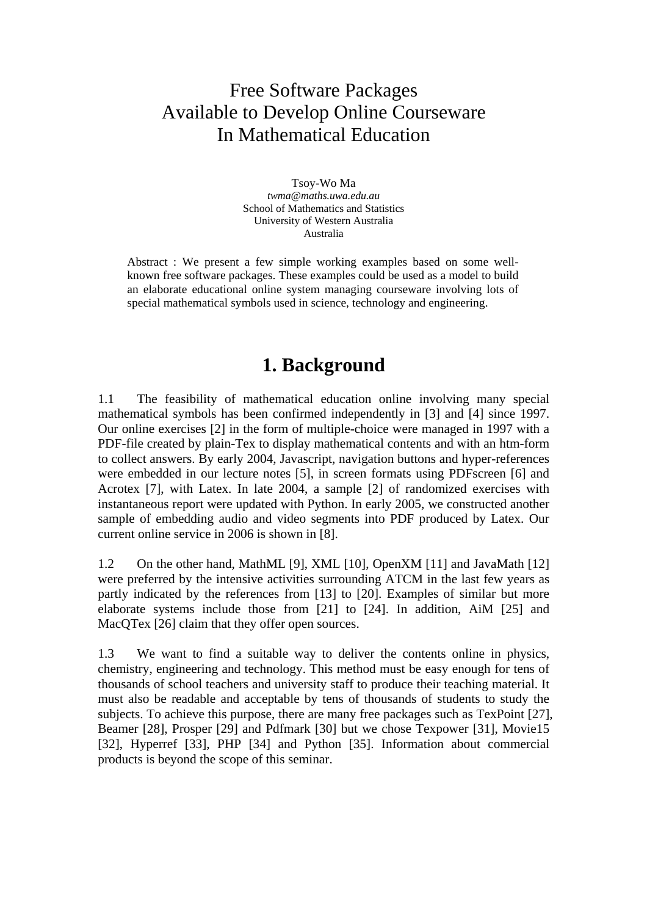# Free Software Packages Available to Develop Online Courseware In Mathematical Education

Tsoy-Wo Ma
*twma@maths.uwa.edu.au*
School of Mathematics and Statistics
University of Western Australia
Australia

Abstract : We present a few simple working examples based on some well-known free software packages. These examples could be used as a model to build an elaborate educational online system managing courseware involving lots of special mathematical symbols used in science, technology and engineering.

## 1. Background

1.1 The feasibility of mathematical education online involving many special mathematical symbols has been confirmed independently in [3] and [4] since 1997. Our online exercises [2] in the form of multiple-choice were managed in 1997 with a PDF-file created by plain-Tex to display mathematical contents and with an htm-form to collect answers. By early 2004, Javascript, navigation buttons and hyper-references were embedded in our lecture notes [5], in screen formats using PDFscreen [6] and Acrotex [7], with Latex. In late 2004, a sample [2] of randomized exercises with instantaneous report were updated with Python. In early 2005, we constructed another sample of embedding audio and video segments into PDF produced by Latex. Our current online service in 2006 is shown in [8].

1.2 On the other hand, MathML [9], XML [10], OpenXM [11] and JavaMath [12] were preferred by the intensive activities surrounding ATCM in the last few years as partly indicated by the references from [13] to [20]. Examples of similar but more elaborate systems include those from [21] to [24]. In addition, AiM [25] and MacQTex [26] claim that they offer open sources.

1.3 We want to find a suitable way to deliver the contents online in physics, chemistry, engineering and technology. This method must be easy enough for tens of thousands of school teachers and university staff to produce their teaching material. It must also be readable and acceptable by tens of thousands of students to study the subjects. To achieve this purpose, there are many free packages such as TexPoint [27], Beamer [28], Prosper [29] and Pdfmark [30] but we chose Texpower [31], Movie15 [32], Hyperref [33], PHP [34] and Python [35]. Information about commercial products is beyond the scope of this seminar.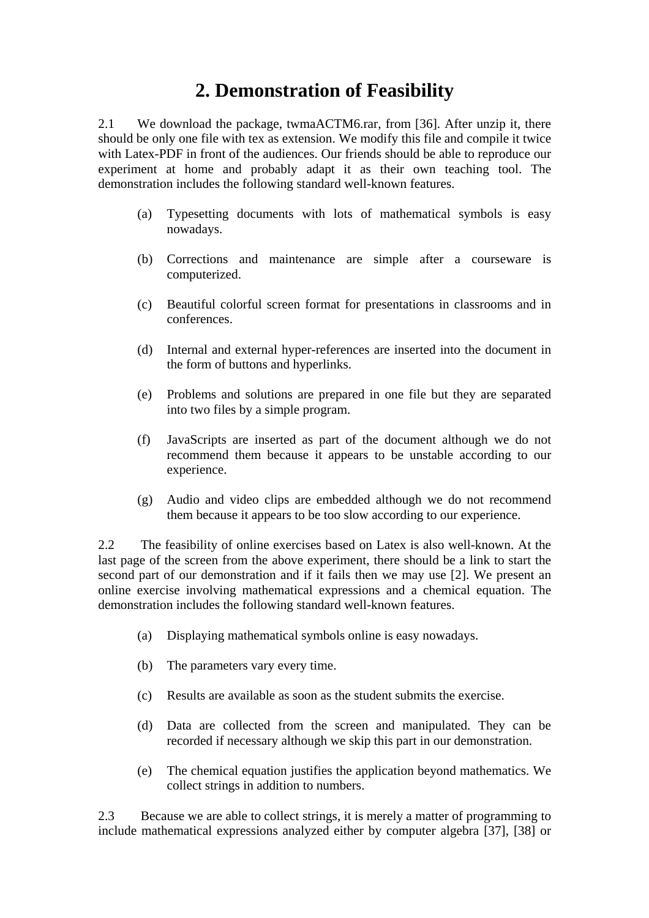# 2. Demonstration of Feasibility

2.1 We download the package, twmaACTM6.rar, from [36]. After unzip it, there should be only one file with tex as extension. We modify this file and compile it twice with Latex-PDF in front of the audiences. Our friends should be able to reproduce our experiment at home and probably adapt it as their own teaching tool. The demonstration includes the following standard well-known features.

(a) Typesetting documents with lots of mathematical symbols is easy nowadays.

(b) Corrections and maintenance are simple after a courseware is computerized.

(c) Beautiful colorful screen format for presentations in classrooms and in conferences.

(d) Internal and external hyper-references are inserted into the document in the form of buttons and hyperlinks.

(e) Problems and solutions are prepared in one file but they are separated into two files by a simple program.

(f) JavaScripts are inserted as part of the document although we do not recommend them because it appears to be unstable according to our experience.

(g) Audio and video clips are embedded although we do not recommend them because it appears to be too slow according to our experience.

2.2 The feasibility of online exercises based on Latex is also well-known. At the last page of the screen from the above experiment, there should be a link to start the second part of our demonstration and if it fails then we may use [2]. We present an online exercise involving mathematical expressions and a chemical equation. The demonstration includes the following standard well-known features.

(a) Displaying mathematical symbols online is easy nowadays.

(b) The parameters vary every time.

(c) Results are available as soon as the student submits the exercise.

(d) Data are collected from the screen and manipulated. They can be recorded if necessary although we skip this part in our demonstration.

(e) The chemical equation justifies the application beyond mathematics. We collect strings in addition to numbers.

2.3 Because we are able to collect strings, it is merely a matter of programming to include mathematical expressions analyzed either by computer algebra [37], [38] or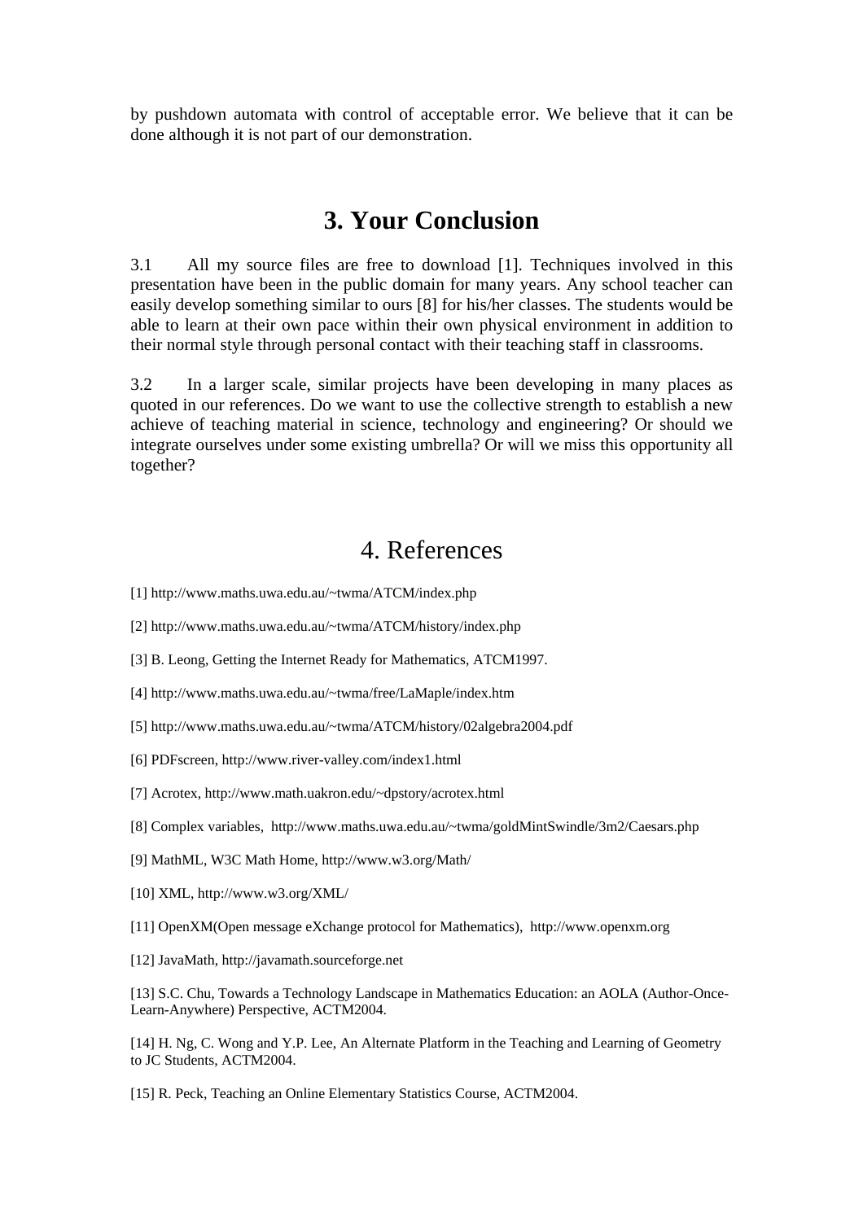by pushdown automata with control of acceptable error. We believe that it can be done although it is not part of our demonstration.

# 3. Your Conclusion

3.1 All my source files are free to download [1]. Techniques involved in this presentation have been in the public domain for many years. Any school teacher can easily develop something similar to ours [8] for his/her classes. The students would be able to learn at their own pace within their own physical environment in addition to their normal style through personal contact with their teaching staff in classrooms.

3.2 In a larger scale, similar projects have been developing in many places as quoted in our references. Do we want to use the collective strength to establish a new achieve of teaching material in science, technology and engineering? Or should we integrate ourselves under some existing umbrella? Or will we miss this opportunity all together?

# 4. References

[1] http://www.maths.uwa.edu.au/~twma/ATCM/index.php

[2] http://www.maths.uwa.edu.au/~twma/ATCM/history/index.php

[3] B. Leong, Getting the Internet Ready for Mathematics, ATCM1997.

[4] http://www.maths.uwa.edu.au/~twma/free/LaMaple/index.htm

[5] http://www.maths.uwa.edu.au/~twma/ATCM/history/02algebra2004.pdf

[6] PDFscreen, http://www.river-valley.com/index1.html

[7] Acrotex, http://www.math.uakron.edu/~dpstory/acrotex.html

[8] Complex variables, http://www.maths.uwa.edu.au/~twma/goldMintSwindle/3m2/Caesars.php

[9] MathML, W3C Math Home, http://www.w3.org/Math/

[10] XML, http://www.w3.org/XML/

[11] OpenXM(Open message eXchange protocol for Mathematics), http://www.openxm.org

[12] JavaMath, http://javamath.sourceforge.net

[13] S.C. Chu, Towards a Technology Landscape in Mathematics Education: an AOLA (Author-Once-Learn-Anywhere) Perspective, ACTM2004.

[14] H. Ng, C. Wong and Y.P. Lee, An Alternate Platform in the Teaching and Learning of Geometry to JC Students, ACTM2004.

[15] R. Peck, Teaching an Online Elementary Statistics Course, ACTM2004.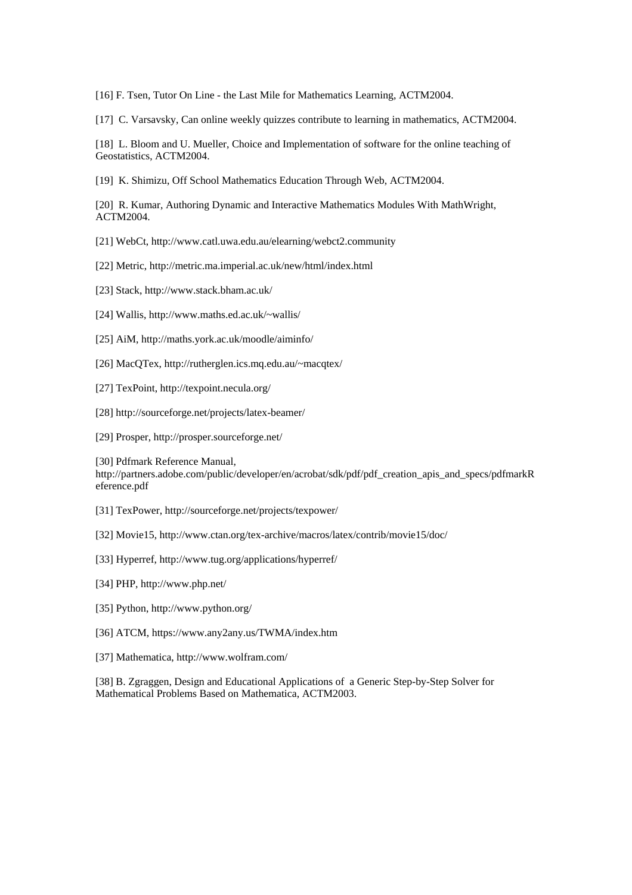[16] F. Tsen, Tutor On Line - the Last Mile for Mathematics Learning, ACTM2004.

[17] C. Varsavsky, Can online weekly quizzes contribute to learning in mathematics, ACTM2004.

[18] L. Bloom and U. Mueller, Choice and Implementation of software for the online teaching of Geostatistics, ACTM2004.

[19] K. Shimizu, Off School Mathematics Education Through Web, ACTM2004.

[20] R. Kumar, Authoring Dynamic and Interactive Mathematics Modules With MathWright, ACTM2004.

[21] WebCt, http://www.catl.uwa.edu.au/elearning/webct2.community

[22] Metric, http://metric.ma.imperial.ac.uk/new/html/index.html

[23] Stack, http://www.stack.bham.ac.uk/

[24] Wallis, http://www.maths.ed.ac.uk/~wallis/

[25] AiM, http://maths.york.ac.uk/moodle/aiminfo/

[26] MacQTex, http://rutherglen.ics.mq.edu.au/~macqtex/

[27] TexPoint, http://texpoint.necula.org/

[28] http://sourceforge.net/projects/latex-beamer/

[29] Prosper, http://prosper.sourceforge.net/

[30] Pdfmark Reference Manual, http://partners.adobe.com/public/developer/en/acrobat/sdk/pdf/pdf_creation_apis_and_specs/pdfmarkReference.pdf

[31] TexPower, http://sourceforge.net/projects/texpower/

[32] Movie15, http://www.ctan.org/tex-archive/macros/latex/contrib/movie15/doc/

[33] Hyperref, http://www.tug.org/applications/hyperref/

[34] PHP, http://www.php.net/

[35] Python, http://www.python.org/

[36] ATCM, https://www.any2any.us/TWMA/index.htm

[37] Mathematica, http://www.wolfram.com/

[38] B. Zgraggen, Design and Educational Applications of a Generic Step-by-Step Solver for Mathematical Problems Based on Mathematica, ACTM2003.